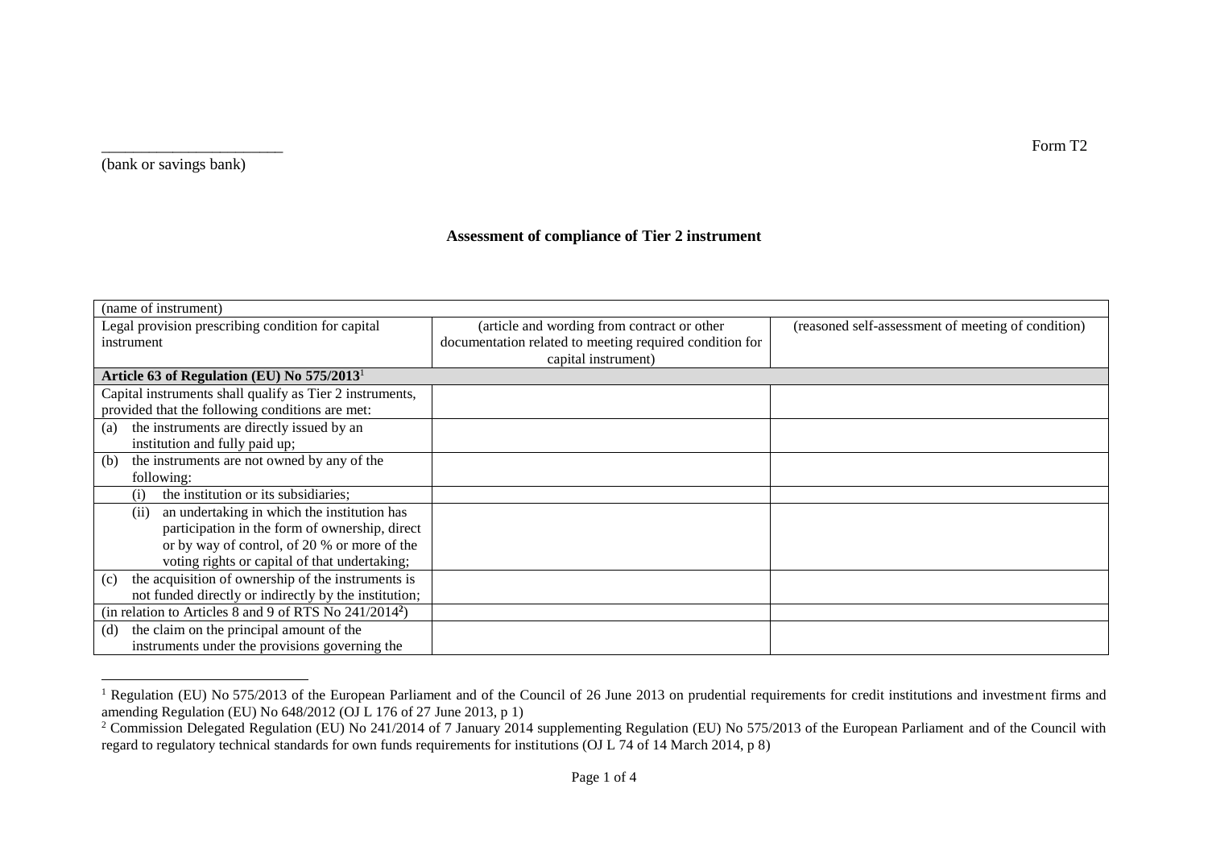\_\_\_\_\_\_\_\_\_\_\_\_\_\_\_\_\_\_\_\_\_\_\_

(bank or savings bank)

Form T2

**Assessment of compliance of Tier 2 instrument**

| (name of instrument) | | |
|---|---|---|
| Legal provision prescribing condition for capital instrument | (article and wording from contract or other documentation related to meeting required condition for capital instrument) | (reasoned self-assessment of meeting of condition) |
| **Article 63 of Regulation (EU) No 575/2013**[1] | | |
| Capital instruments shall qualify as Tier 2 instruments, provided that the following conditions are met: | | |
| (a) the instruments are directly issued by an institution and fully paid up; | | |
| (b) the instruments are not owned by any of the following: | | |
| (i) the institution or its subsidiaries; | | |
| (ii) an undertaking in which the institution has participation in the form of ownership, direct or by way of control, of 20 % or more of the voting rights or capital of that undertaking; | | |
| (c) the acquisition of ownership of the instruments is not funded directly or indirectly by the institution; | | |
| (in relation to Articles 8 and 9 of RTS No 241/2014[2]) | | |
| (d) the claim on the principal amount of the instruments under the provisions governing the | | |

[1] Regulation (EU) No 575/2013 of the European Parliament and of the Council of 26 June 2013 on prudential requirements for credit institutions and investment firms and amending Regulation (EU) No 648/2012 (OJ L 176 of 27 June 2013, p 1)

[2] Commission Delegated Regulation (EU) No 241/2014 of 7 January 2014 supplementing Regulation (EU) No 575/2013 of the European Parliament and of the Council with regard to regulatory technical standards for own funds requirements for institutions (OJ L 74 of 14 March 2014, p 8)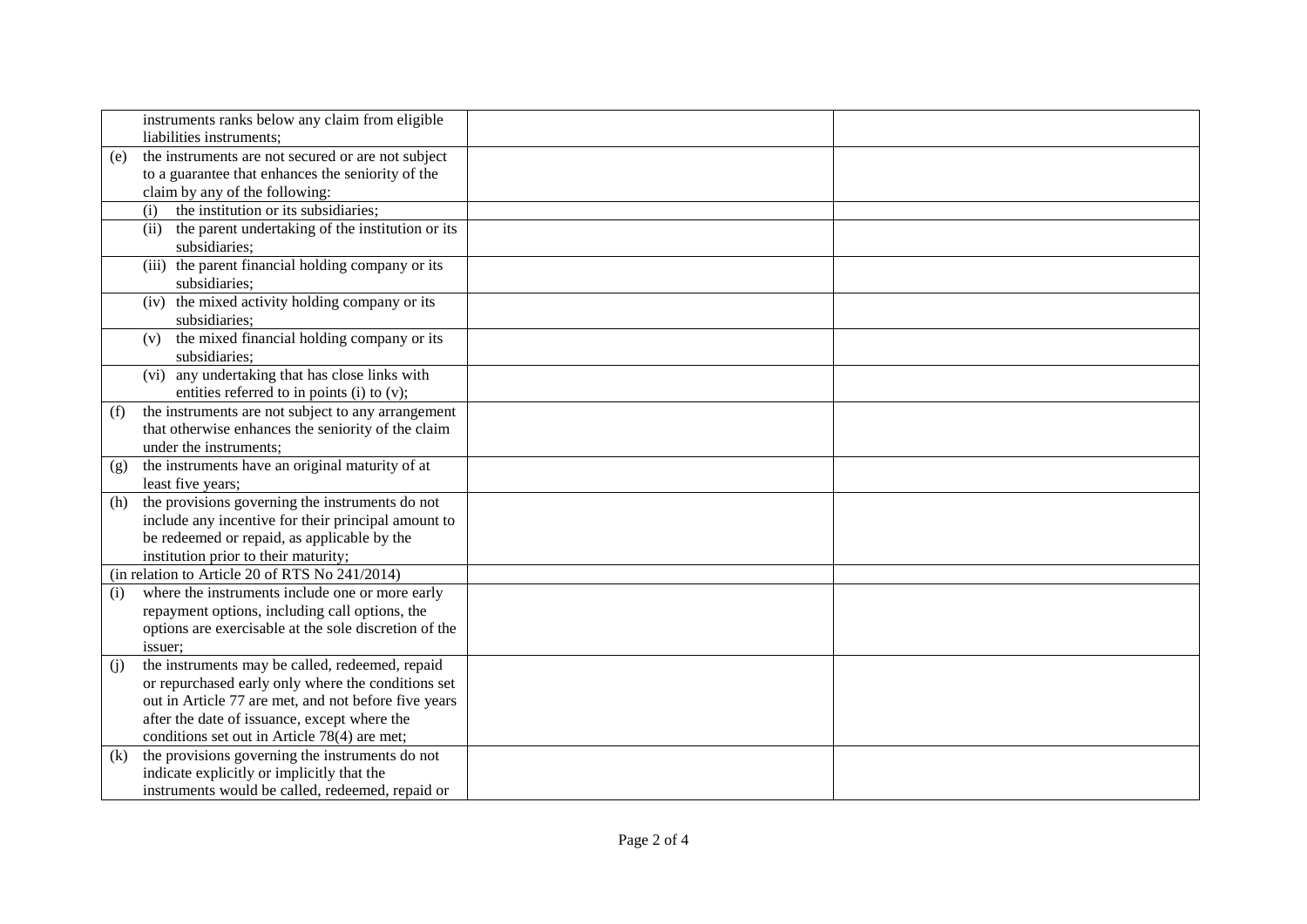| | | |
|---|---|---|
| instruments ranks below any claim from eligible liabilities instruments; | | |
| (e) the instruments are not secured or are not subject to a guarantee that enhances the seniority of the claim by any of the following: | | |
| (i) the institution or its subsidiaries; | | |
| (ii) the parent undertaking of the institution or its subsidiaries; | | |
| (iii) the parent financial holding company or its subsidiaries; | | |
| (iv) the mixed activity holding company or its subsidiaries; | | |
| (v) the mixed financial holding company or its subsidiaries; | | |
| (vi) any undertaking that has close links with entities referred to in points (i) to (v); | | |
| (f) the instruments are not subject to any arrangement that otherwise enhances the seniority of the claim under the instruments; | | |
| (g) the instruments have an original maturity of at least five years; | | |
| (h) the provisions governing the instruments do not include any incentive for their principal amount to be redeemed or repaid, as applicable by the institution prior to their maturity; | | |
| (in relation to Article 20 of RTS No 241/2014) | | |
| (i) where the instruments include one or more early repayment options, including call options, the options are exercisable at the sole discretion of the issuer; | | |
| (j) the instruments may be called, redeemed, repaid or repurchased early only where the conditions set out in Article 77 are met, and not before five years after the date of issuance, except where the conditions set out in Article 78(4) are met; | | |
| (k) the provisions governing the instruments do not indicate explicitly or implicitly that the instruments would be called, redeemed, repaid or | | |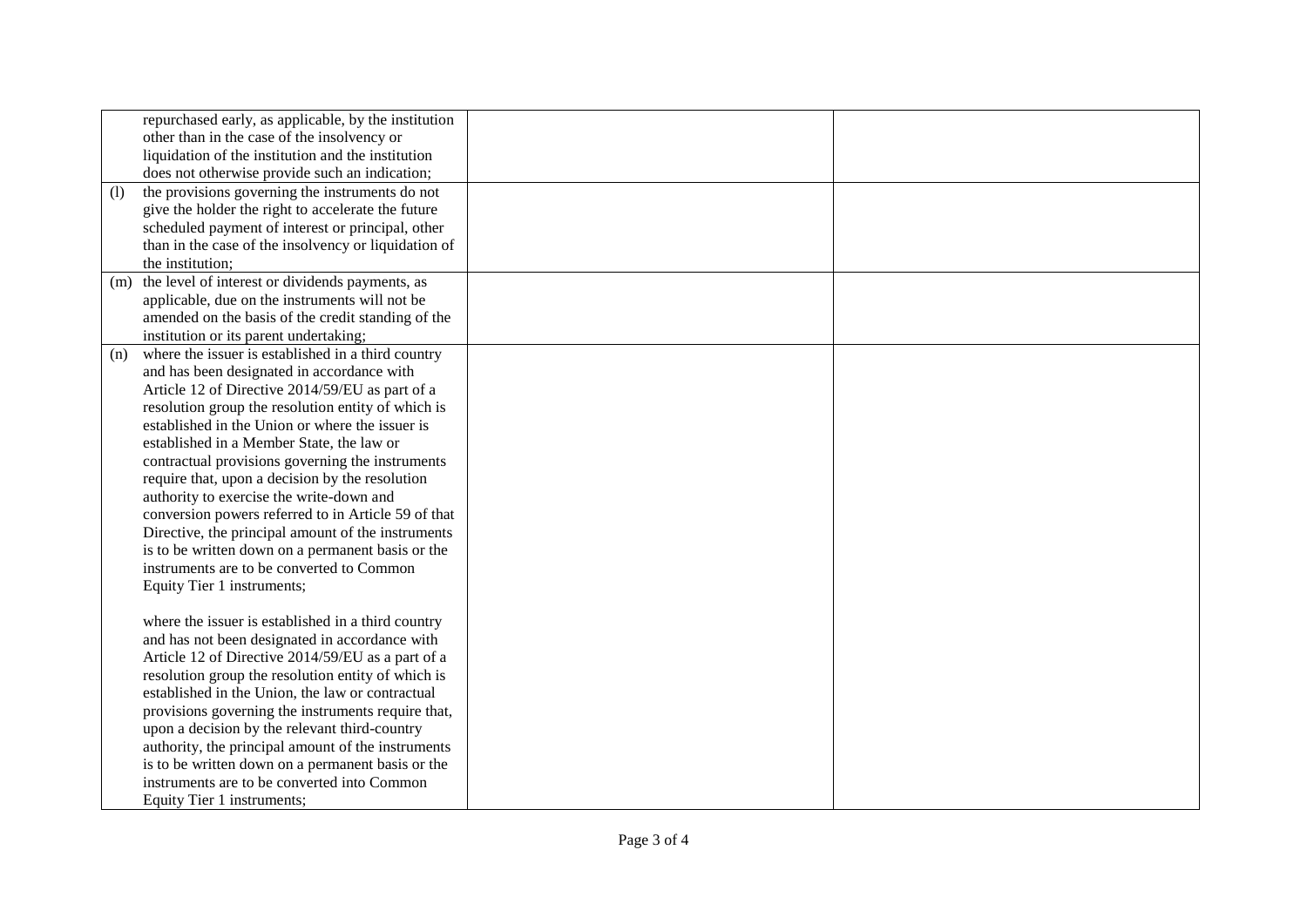| | | |
|---|---|---|
| repurchased early, as applicable, by the institution other than in the case of the insolvency or liquidation of the institution and the institution does not otherwise provide such an indication; | | |
| (l) the provisions governing the instruments do not give the holder the right to accelerate the future scheduled payment of interest or principal, other than in the case of the insolvency or liquidation of the institution; | | |
| (m) the level of interest or dividends payments, as applicable, due on the instruments will not be amended on the basis of the credit standing of the institution or its parent undertaking; | | |
| (n) where the issuer is established in a third country and has been designated in accordance with Article 12 of Directive 2014/59/EU as part of a resolution group the resolution entity of which is established in the Union or where the issuer is established in a Member State, the law or contractual provisions governing the instruments require that, upon a decision by the resolution authority to exercise the write-down and conversion powers referred to in Article 59 of that Directive, the principal amount of the instruments is to be written down on a permanent basis or the instruments are to be converted to Common Equity Tier 1 instruments;<br><br>where the issuer is established in a third country and has not been designated in accordance with Article 12 of Directive 2014/59/EU as a part of a resolution group the resolution entity of which is established in the Union, the law or contractual provisions governing the instruments require that, upon a decision by the relevant third-country authority, the principal amount of the instruments is to be written down on a permanent basis or the instruments are to be converted into Common Equity Tier 1 instruments; | | |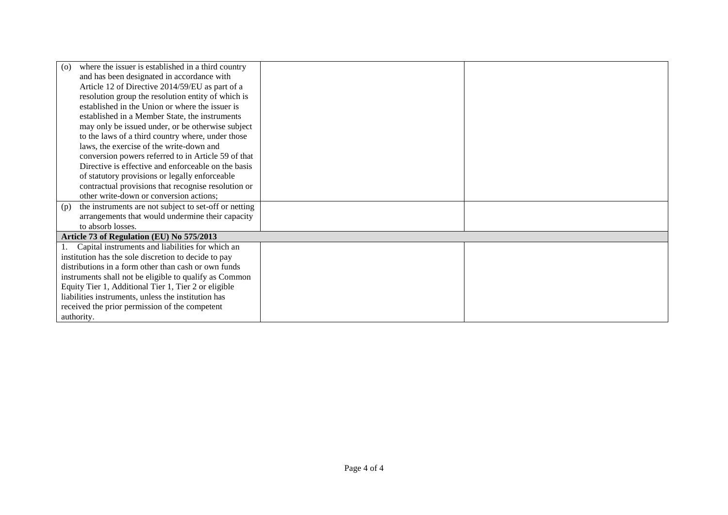| | | |
|---|---|---|
| (o) where the issuer is established in a third country and has been designated in accordance with Article 12 of Directive 2014/59/EU as part of a resolution group the resolution entity of which is established in the Union or where the issuer is established in a Member State, the instruments may only be issued under, or be otherwise subject to the laws of a third country where, under those laws, the exercise of the write-down and conversion powers referred to in Article 59 of that Directive is effective and enforceable on the basis of statutory provisions or legally enforceable contractual provisions that recognise resolution or other write-down or conversion actions; | | |
| (p) the instruments are not subject to set-off or netting arrangements that would undermine their capacity to absorb losses. | | |
| **Article 73 of Regulation (EU) No 575/2013** | | |
| 1. Capital instruments and liabilities for which an institution has the sole discretion to decide to pay distributions in a form other than cash or own funds instruments shall not be eligible to qualify as Common Equity Tier 1, Additional Tier 1, Tier 2 or eligible liabilities instruments, unless the institution has received the prior permission of the competent authority. | | |